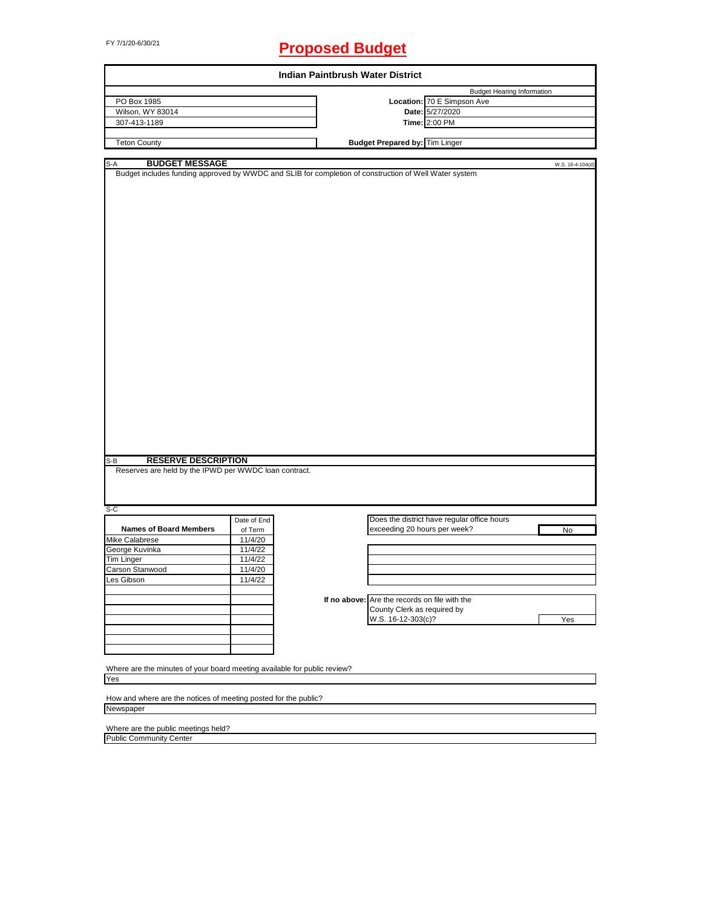FY 7/1/20-6/30/21

# Proposed Budget

## Indian Paintbrush Water District

| | | Budget Hearing Information |
|---|---|---|
| PO Box 1985 | **Location:** | 70 E Simpson Ave |
| Wilson, WY 83014 | **Date:** | 5/27/2020 |
| 307-413-1189 | **Time:** | 2:00 PM |
| Teton County | **Budget Prepared by:** | Tim Linger |

### S-A BUDGET MESSAGE

W.S. 16-4-104(d)

Budget includes funding approved by WWDC and SLIB for completion of construction of Well Water system

### S-B RESERVE DESCRIPTION

Reserves are held by the IPWD per WWDC loan contract.

### S-C

| Names of Board Members | Date of End of Term |
|---|---|
| Mike Calabrese | 11/4/20 |
| George Kuvinka | 11/4/22 |
| Tim Linger | 11/4/22 |
| Carson Stanwood | 11/4/20 |
| Les Gibson | 11/4/22 |

Does the district have regular office hours exceeding 20 hours per week? No

**If no above:** Are the records on file with the County Clerk as required by W.S. 16-12-303(c)? Yes

Where are the minutes of your board meeting available for public review?
Yes

How and where are the notices of meeting posted for the public?
Newspaper

Where are the public meetings held?
Public Community Center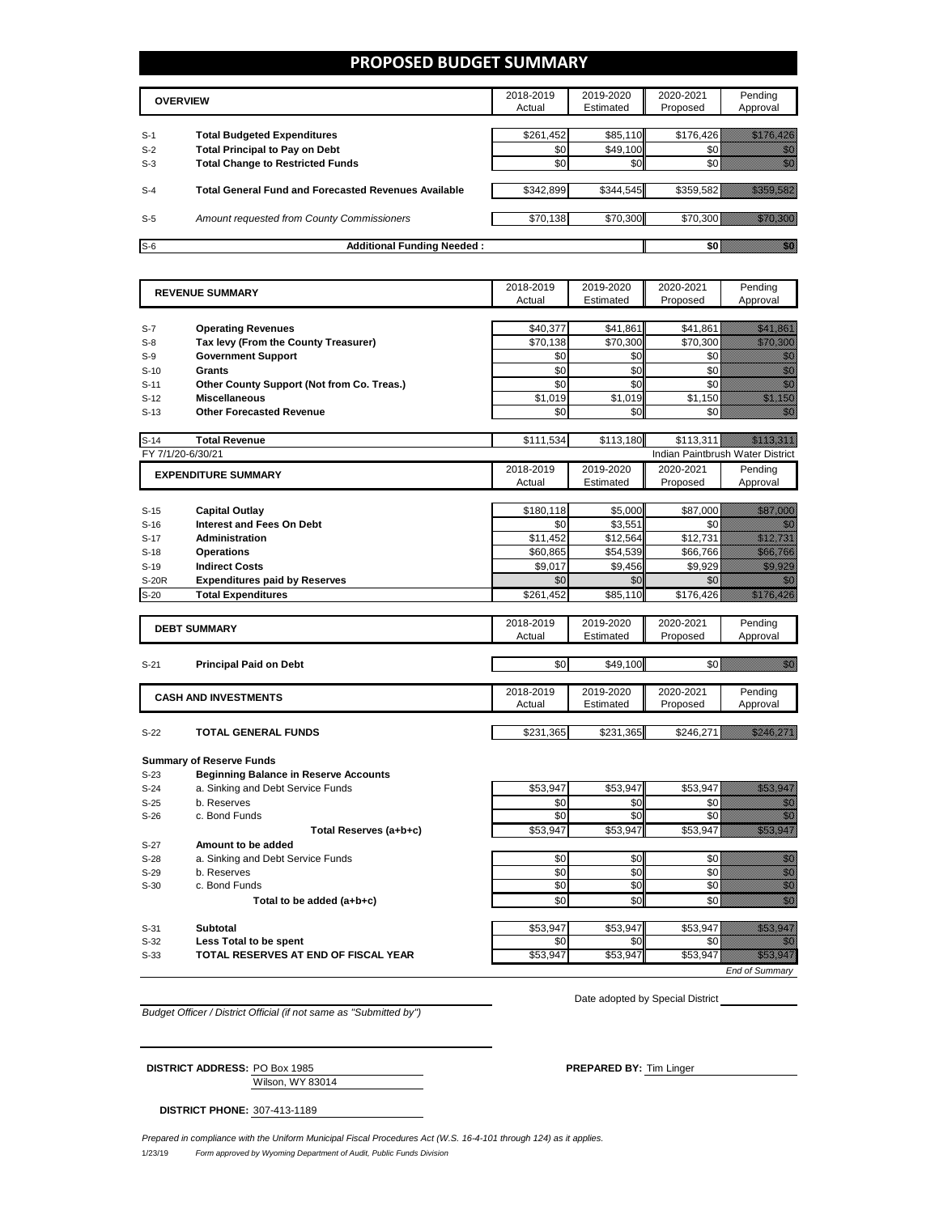# PROPOSED BUDGET SUMMARY

| | OVERVIEW | 2018-2019 Actual | 2019-2020 Estimated | 2020-2021 Proposed | Pending Approval |
|---|---|---|---|---|---|
| S-1 | **Total Budgeted Expenditures** | $261,452 | $85,110 | $176,426 | $176,426 |
| S-2 | **Total Principal to Pay on Debt** | $0 | $49,100 | $0 | $0 |
| S-3 | **Total Change to Restricted Funds** | $0 | $0 | $0 | $0 |
| S-4 | **Total General Fund and Forecasted Revenues Available** | $342,899 | $344,545 | $359,582 | $359,582 |
| S-5 | *Amount requested from County Commissioners* | $70,138 | $70,300 | $70,300 | $70,300 |
| S-6 | **Additional Funding Needed :** | | | $0 | $0 |

| | REVENUE SUMMARY | 2018-2019 Actual | 2019-2020 Estimated | 2020-2021 Proposed | Pending Approval |
|---|---|---|---|---|---|
| S-7 | **Operating Revenues** | $40,377 | $41,861 | $41,861 | $41,861 |
| S-8 | **Tax levy (From the County Treasurer)** | $70,138 | $70,300 | $70,300 | $70,300 |
| S-9 | **Government Support** | $0 | $0 | $0 | $0 |
| S-10 | **Grants** | $0 | $0 | $0 | $0 |
| S-11 | **Other County Support (Not from Co. Treas.)** | $0 | $0 | $0 | $0 |
| S-12 | **Miscellaneous** | $1,019 | $1,019 | $1,150 | $1,150 |
| S-13 | **Other Forecasted Revenue** | $0 | $0 | $0 | $0 |
| S-14 | **Total Revenue** | $111,534 | $113,180 | $113,311 | $113,311 |

FY 7/1/20-6/30/21 — Indian Paintbrush Water District

| | EXPENDITURE SUMMARY | 2018-2019 Actual | 2019-2020 Estimated | 2020-2021 Proposed | Pending Approval |
|---|---|---|---|---|---|
| S-15 | **Capital Outlay** | $180,118 | $5,000 | $87,000 | $87,000 |
| S-16 | **Interest and Fees On Debt** | $0 | $3,551 | $0 | $0 |
| S-17 | **Administration** | $11,452 | $12,564 | $12,731 | $12,731 |
| S-18 | **Operations** | $60,865 | $54,539 | $66,766 | $66,766 |
| S-19 | **Indirect Costs** | $9,017 | $9,456 | $9,929 | $9,929 |
| S-20R | **Expenditures paid by Reserves** | $0 | $0 | $0 | $0 |
| S-20 | **Total Expenditures** | $261,452 | $85,110 | $176,426 | $176,426 |

| | DEBT SUMMARY | 2018-2019 Actual | 2019-2020 Estimated | 2020-2021 Proposed | Pending Approval |
|---|---|---|---|---|---|
| S-21 | **Principal Paid on Debt** | $0 | $49,100 | $0 | $0 |

| | CASH AND INVESTMENTS | 2018-2019 Actual | 2019-2020 Estimated | 2020-2021 Proposed | Pending Approval |
|---|---|---|---|---|---|
| S-22 | **TOTAL GENERAL FUNDS** | $231,365 | $231,365 | $246,271 | $246,271 |

**Summary of Reserve Funds**

| | | 2018-2019 Actual | 2019-2020 Estimated | 2020-2021 Proposed | Pending Approval |
|---|---|---|---|---|---|
| S-23 | **Beginning Balance in Reserve Accounts** | | | | |
| S-24 | a. Sinking and Debt Service Funds | $53,947 | $53,947 | $53,947 | $53,947 |
| S-25 | b. Reserves | $0 | $0 | $0 | $0 |
| S-26 | c. Bond Funds | $0 | $0 | $0 | $0 |
| | **Total Reserves (a+b+c)** | $53,947 | $53,947 | $53,947 | $53,947 |
| S-27 | **Amount to be added** | | | | |
| S-28 | a. Sinking and Debt Service Funds | $0 | $0 | $0 | $0 |
| S-29 | b. Reserves | $0 | $0 | $0 | $0 |
| S-30 | c. Bond Funds | $0 | $0 | $0 | $0 |
| | **Total to be added (a+b+c)** | $0 | $0 | $0 | $0 |
| S-31 | **Subtotal** | $53,947 | $53,947 | $53,947 | $53,947 |
| S-32 | **Less Total to be spent** | $0 | $0 | $0 | $0 |
| S-33 | **TOTAL RESERVES AT END OF FISCAL YEAR** | $53,947 | $53,947 | $53,947 | $53,947 |

*End of Summary*

*Budget Officer / District Official (if not same as "Submitted by")*

Date adopted by Special District

**DISTRICT ADDRESS:** PO Box 1985
Wilson, WY 83014

**PREPARED BY:** Tim Linger

**DISTRICT PHONE:** 307-413-1189

*Prepared in compliance with the Uniform Municipal Fiscal Procedures Act (W.S. 16-4-101 through 124) as it applies.*

1/23/19 *Form approved by Wyoming Department of Audit, Public Funds Division*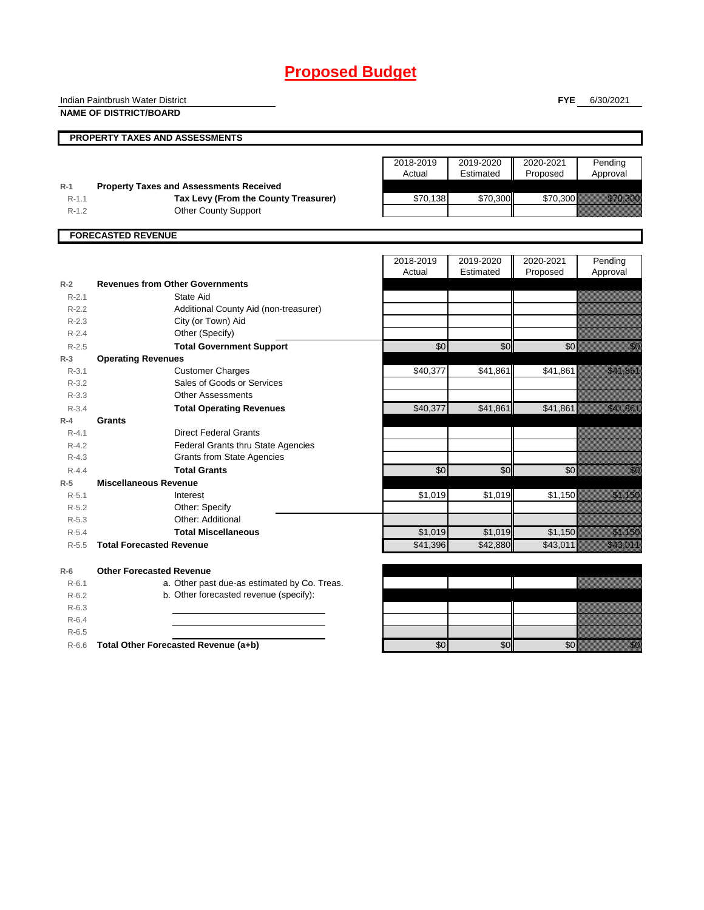# Proposed Budget

Indian Paintbrush Water District

**NAME OF DISTRICT/BOARD**

**FYE** 6/30/2021

## PROPERTY TAXES AND ASSESSMENTS

| | | 2018-2019 Actual | 2019-2020 Estimated | 2020-2021 Proposed | Pending Approval |
|---|---|---|---|---|---|
| R-1 | **Property Taxes and Assessments Received** | | | | |
| R-1.1 | **Tax Levy (From the County Treasurer)** | $70,138 | $70,300 | $70,300 | $70,300 |
| R-1.2 | Other County Support | | | | |

## FORECASTED REVENUE

| | | 2018-2019 Actual | 2019-2020 Estimated | 2020-2021 Proposed | Pending Approval |
|---|---|---|---|---|---|
| R-2 | **Revenues from Other Governments** | | | | |
| R-2.1 | State Aid | | | | |
| R-2.2 | Additional County Aid (non-treasurer) | | | | |
| R-2.3 | City (or Town) Aid | | | | |
| R-2.4 | Other (Specify) | | | | |
| R-2.5 | **Total Government Support** | $0 | $0 | $0 | $0 |
| R-3 | **Operating Revenues** | | | | |
| R-3.1 | Customer Charges | $40,377 | $41,861 | $41,861 | $41,861 |
| R-3.2 | Sales of Goods or Services | | | | |
| R-3.3 | Other Assessments | | | | |
| R-3.4 | **Total Operating Revenues** | $40,377 | $41,861 | $41,861 | $41,861 |
| R-4 | **Grants** | | | | |
| R-4.1 | Direct Federal Grants | | | | |
| R-4.2 | Federal Grants thru State Agencies | | | | |
| R-4.3 | Grants from State Agencies | | | | |
| R-4.4 | **Total Grants** | $0 | $0 | $0 | $0 |
| R-5 | **Miscellaneous Revenue** | | | | |
| R-5.1 | Interest | $1,019 | $1,019 | $1,150 | $1,150 |
| R-5.2 | Other: Specify | | | | |
| R-5.3 | Other: Additional | | | | |
| R-5.4 | **Total Miscellaneous** | $1,019 | $1,019 | $1,150 | $1,150 |
| R-5.5 | **Total Forecasted Revenue** | $41,396 | $42,880 | $43,011 | $43,011 |
| R-6 | **Other Forecasted Revenue** | | | | |
| R-6.1 | a. Other past due-as estimated by Co. Treas. | | | | |
| R-6.2 | b. Other forecasted revenue (specify): | | | | |
| R-6.3 | | | | | |
| R-6.4 | | | | | |
| R-6.5 | | | | | |
| R-6.6 | **Total Other Forecasted Revenue (a+b)** | $0 | $0 | $0 | $0 |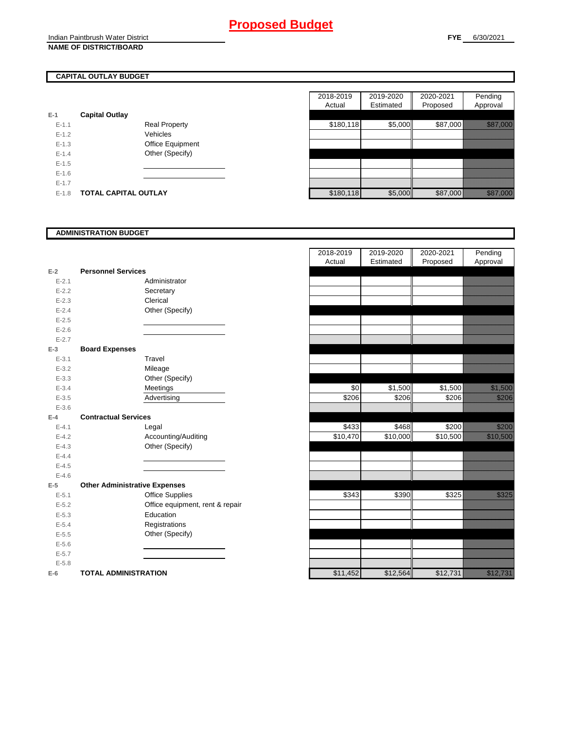# Proposed Budget

Indian Paintbrush Water District
**NAME OF DISTRICT/BOARD**

**FYE** 6/30/2021

## CAPITAL OUTLAY BUDGET

| | | | 2018-2019 Actual | 2019-2020 Estimated | 2020-2021 Proposed | Pending Approval |
|---|---|---|---|---|---|---|
| E-1 | **Capital Outlay** | | | | | |
| E-1.1 | | Real Property | $180,118 | $5,000 | $87,000 | $87,000 |
| E-1.2 | | Vehicles | | | | |
| E-1.3 | | Office Equipment | | | | |
| E-1.4 | | Other (Specify) | | | | |
| E-1.5 | | | | | | |
| E-1.6 | | | | | | |
| E-1.7 | | | | | | |
| E-1.8 | **TOTAL CAPITAL OUTLAY** | | $180,118 | $5,000 | $87,000 | $87,000 |

## ADMINISTRATION BUDGET

| | | | 2018-2019 Actual | 2019-2020 Estimated | 2020-2021 Proposed | Pending Approval |
|---|---|---|---|---|---|---|
| E-2 | **Personnel Services** | | | | | |
| E-2.1 | | Administrator | | | | |
| E-2.2 | | Secretary | | | | |
| E-2.3 | | Clerical | | | | |
| E-2.4 | | Other (Specify) | | | | |
| E-2.5 | | | | | | |
| E-2.6 | | | | | | |
| E-2.7 | | | | | | |
| E-3 | **Board Expenses** | | | | | |
| E-3.1 | | Travel | | | | |
| E-3.2 | | Mileage | | | | |
| E-3.3 | | Other (Specify) | | | | |
| E-3.4 | | Meetings | $0 | $1,500 | $1,500 | $1,500 |
| E-3.5 | | Advertising | $206 | $206 | $206 | $206 |
| E-3.6 | | | | | | |
| E-4 | **Contractual Services** | | | | | |
| E-4.1 | | Legal | $433 | $468 | $200 | $200 |
| E-4.2 | | Accounting/Auditing | $10,470 | $10,000 | $10,500 | $10,500 |
| E-4.3 | | Other (Specify) | | | | |
| E-4.4 | | | | | | |
| E-4.5 | | | | | | |
| E-4.6 | | | | | | |
| E-5 | **Other Administrative Expenses** | | | | | |
| E-5.1 | | Office Supplies | $343 | $390 | $325 | $325 |
| E-5.2 | | Office equipment, rent & repair | | | | |
| E-5.3 | | Education | | | | |
| E-5.4 | | Registrations | | | | |
| E-5.5 | | Other (Specify) | | | | |
| E-5.6 | | | | | | |
| E-5.7 | | | | | | |
| E-5.8 | | | | | | |
| E-6 | **TOTAL ADMINISTRATION** | | $11,452 | $12,564 | $12,731 | $12,731 |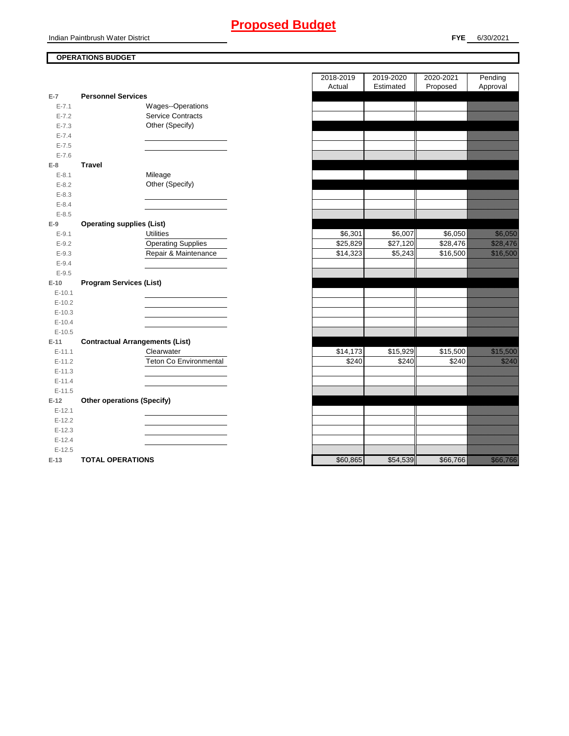# Proposed Budget

Indian Paintbrush Water District

**FYE** 6/30/2021

**OPERATIONS BUDGET**

| | | | 2018-2019 Actual | 2019-2020 Estimated | 2020-2021 Proposed | Pending Approval |
|---|---|---|---|---|---|---|
| **E-7** | **Personnel Services** | | | | | |
| E-7.1 | | Wages--Operations | | | | |
| E-7.2 | | Service Contracts | | | | |
| E-7.3 | | Other (Specify) | | | | |
| E-7.4 | | | | | | |
| E-7.5 | | | | | | |
| E-7.6 | | | | | | |
| **E-8** | **Travel** | | | | | |
| E-8.1 | | Mileage | | | | |
| E-8.2 | | Other (Specify) | | | | |
| E-8.3 | | | | | | |
| E-8.4 | | | | | | |
| E-8.5 | | | | | | |
| **E-9** | **Operating supplies (List)** | | | | | |
| E-9.1 | | Utilities | $6,301 | $6,007 | $6,050 | $6,050 |
| E-9.2 | | Operating Supplies | $25,829 | $27,120 | $28,476 | $28,476 |
| E-9.3 | | Repair & Maintenance | $14,323 | $5,243 | $16,500 | $16,500 |
| E-9.4 | | | | | | |
| E-9.5 | | | | | | |
| **E-10** | **Program Services (List)** | | | | | |
| E-10.1 | | | | | | |
| E-10.2 | | | | | | |
| E-10.3 | | | | | | |
| E-10.4 | | | | | | |
| E-10.5 | | | | | | |
| **E-11** | **Contractual Arrangements (List)** | | | | | |
| E-11.1 | | Clearwater | $14,173 | $15,929 | $15,500 | $15,500 |
| E-11.2 | | Teton Co Environmental | $240 | $240 | $240 | $240 |
| E-11.3 | | | | | | |
| E-11.4 | | | | | | |
| E-11.5 | | | | | | |
| **E-12** | **Other operations (Specify)** | | | | | |
| E-12.1 | | | | | | |
| E-12.2 | | | | | | |
| E-12.3 | | | | | | |
| E-12.4 | | | | | | |
| E-12.5 | | | | | | |
| **E-13** | **TOTAL OPERATIONS** | | $60,865 | $54,539 | $66,766 | $66,766 |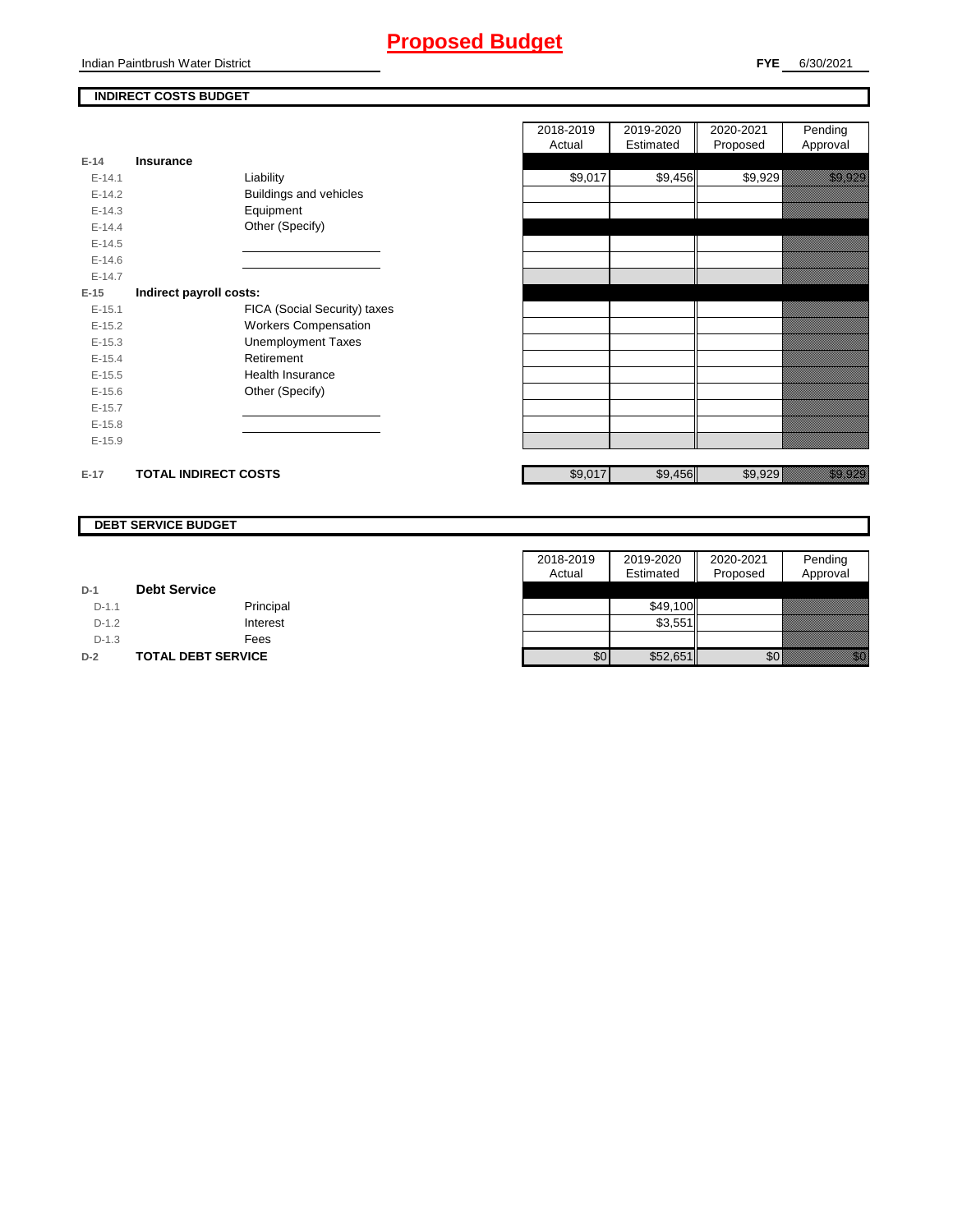# Proposed Budget

Indian Paintbrush Water District

**FYE** 6/30/2021

## INDIRECT COSTS BUDGET

| | | | 2018-2019 Actual | 2019-2020 Estimated | 2020-2021 Proposed | Pending Approval |
|---|---|---|---|---|---|---|
| **E-14** | **Insurance** | | | | | |
| E-14.1 | | Liability | $9,017 | $9,456 | $9,929 | $9,929 |
| E-14.2 | | Buildings and vehicles | | | | |
| E-14.3 | | Equipment | | | | |
| E-14.4 | | Other (Specify) | | | | |
| E-14.5 | | | | | | |
| E-14.6 | | | | | | |
| E-14.7 | | | | | | |
| **E-15** | **Indirect payroll costs:** | | | | | |
| E-15.1 | | FICA (Social Security) taxes | | | | |
| E-15.2 | | Workers Compensation | | | | |
| E-15.3 | | Unemployment Taxes | | | | |
| E-15.4 | | Retirement | | | | |
| E-15.5 | | Health Insurance | | | | |
| E-15.6 | | Other (Specify) | | | | |
| E-15.7 | | | | | | |
| E-15.8 | | | | | | |
| E-15.9 | | | | | | |
| **E-17** | **TOTAL INDIRECT COSTS** | | $9,017 | $9,456 | $9,929 | $9,929 |

## DEBT SERVICE BUDGET

| | | | 2018-2019 Actual | 2019-2020 Estimated | 2020-2021 Proposed | Pending Approval |
|---|---|---|---|---|---|---|
| **D-1** | **Debt Service** | | | | | |
| D-1.1 | | Principal | | $49,100 | | |
| D-1.2 | | Interest | | $3,551 | | |
| D-1.3 | | Fees | | | | |
| **D-2** | **TOTAL DEBT SERVICE** | | $0 | $52,651 | $0 | $0 |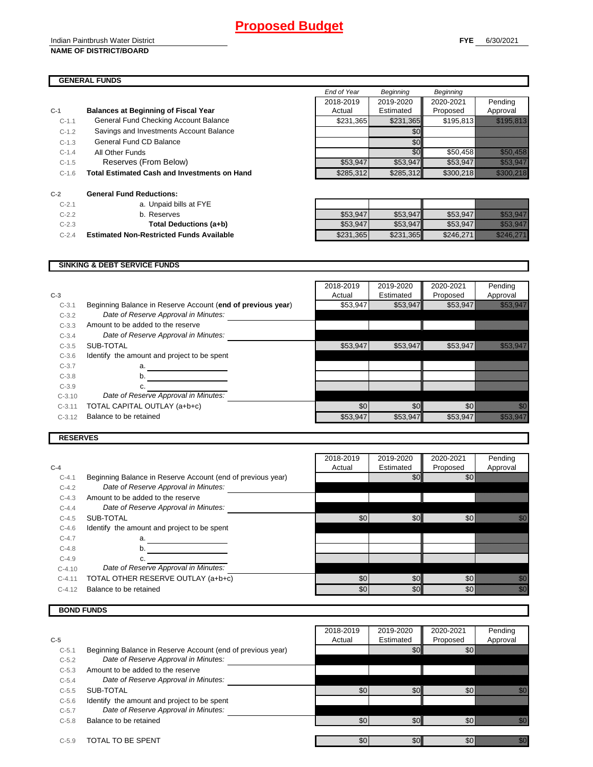# Proposed Budget

Indian Paintbrush Water District
**NAME OF DISTRICT/BOARD**

**FYE** 6/30/2021

## GENERAL FUNDS

| | | End of Year 2018-2019 Actual | Beginning 2019-2020 Estimated | Beginning 2020-2021 Proposed | Pending Approval |
|---|---|---|---|---|---|
| **C-1** | **Balances at Beginning of Fiscal Year** | | | | |
| C-1.1 | General Fund Checking Account Balance | $231,365 | $231,365 | $195,813 | $195,813 |
| C-1.2 | Savings and Investments Account Balance | | $0 | | |
| C-1.3 | General Fund CD Balance | | $0 | | |
| C-1.4 | All Other Funds | | $0 | $50,458 | $50,458 |
| C-1.5 | Reserves (From Below) | $53,947 | $53,947 | $53,947 | $53,947 |
| C-1.6 | **Total Estimated Cash and Investments on Hand** | $285,312 | $285,312 | $300,218 | $300,218 |
| **C-2** | **General Fund Reductions:** | | | | |
| C-2.1 | a. Unpaid bills at FYE | | | | |
| C-2.2 | b. Reserves | $53,947 | $53,947 | $53,947 | $53,947 |
| C-2.3 | **Total Deductions (a+b)** | $53,947 | $53,947 | $53,947 | $53,947 |
| C-2.4 | **Estimated Non-Restricted Funds Available** | $231,365 | $231,365 | $246,271 | $246,271 |

## SINKING & DEBT SERVICE FUNDS

| **C-3** | | 2018-2019 Actual | 2019-2020 Estimated | 2020-2021 Proposed | Pending Approval |
|---|---|---|---|---|---|
| C-3.1 | Beginning Balance in Reserve Account (**end of previous year**) | $53,947 | $53,947 | $53,947 | $53,947 |
| C-3.2 | *Date of Reserve Approval in Minutes:* | | | | |
| C-3.3 | Amount to be added to the reserve | | | | |
| C-3.4 | *Date of Reserve Approval in Minutes:* | | | | |
| C-3.5 | SUB-TOTAL | $53,947 | $53,947 | $53,947 | $53,947 |
| C-3.6 | Identify the amount and project to be spent | | | | |
| C-3.7 | a. | | | | |
| C-3.8 | b. | | | | |
| C-3.9 | c. | | | | |
| C-3.10 | *Date of Reserve Approval in Minutes:* | | | | |
| C-3.11 | TOTAL CAPITAL OUTLAY (a+b+c) | $0 | $0 | $0 | $0 |
| C-3.12 | Balance to be retained | $53,947 | $53,947 | $53,947 | $53,947 |

## RESERVES

| **C-4** | | 2018-2019 Actual | 2019-2020 Estimated | 2020-2021 Proposed | Pending Approval |
|---|---|---|---|---|---|
| C-4.1 | Beginning Balance in Reserve Account (end of previous year) | | $0 | $0 | |
| C-4.2 | *Date of Reserve Approval in Minutes:* | | | | |
| C-4.3 | Amount to be added to the reserve | | | | |
| C-4.4 | *Date of Reserve Approval in Minutes:* | | | | |
| C-4.5 | SUB-TOTAL | $0 | $0 | $0 | $0 |
| C-4.6 | Identify the amount and project to be spent | | | | |
| C-4.7 | a. | | | | |
| C-4.8 | b. | | | | |
| C-4.9 | c. | | | | |
| C-4.10 | *Date of Reserve Approval in Minutes:* | | | | |
| C-4.11 | TOTAL OTHER RESERVE OUTLAY (a+b+c) | $0 | $0 | $0 | $0 |
| C-4.12 | Balance to be retained | $0 | $0 | $0 | $0 |

## BOND FUNDS

| **C-5** | | 2018-2019 Actual | 2019-2020 Estimated | 2020-2021 Proposed | Pending Approval |
|---|---|---|---|---|---|
| C-5.1 | Beginning Balance in Reserve Account (end of previous year) | | $0 | $0 | |
| C-5.2 | *Date of Reserve Approval in Minutes:* | | | | |
| C-5.3 | Amount to be added to the reserve | | | | |
| C-5.4 | *Date of Reserve Approval in Minutes:* | | | | |
| C-5.5 | SUB-TOTAL | $0 | $0 | $0 | $0 |
| C-5.6 | Identify the amount and project to be spent | | | | |
| C-5.7 | *Date of Reserve Approval in Minutes:* | | | | |
| C-5.8 | Balance to be retained | $0 | $0 | $0 | $0 |
| C-5.9 | TOTAL TO BE SPENT | $0 | $0 | $0 | $0 |